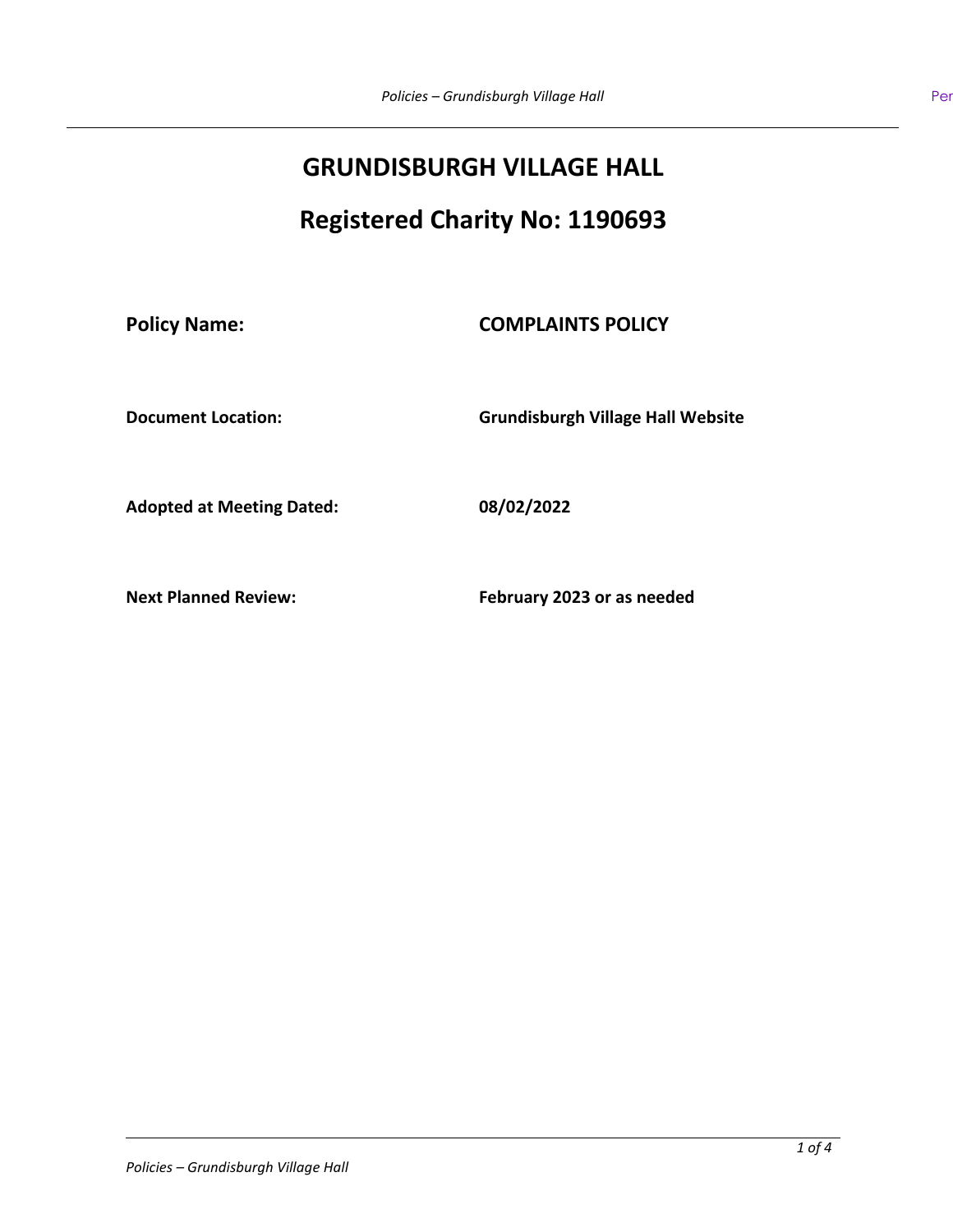# GRUNDISBURGH VILLAGE HALL

## Registered Charity No: 1190693

| | |
|---|---|
| **Policy Name:** | **COMPLAINTS POLICY** |
| **Document Location:** | **Grundisburgh Village Hall Website** |
| **Adopted at Meeting Dated:** | **08/02/2022** |
| **Next Planned Review:** | **February 2023 or as needed** |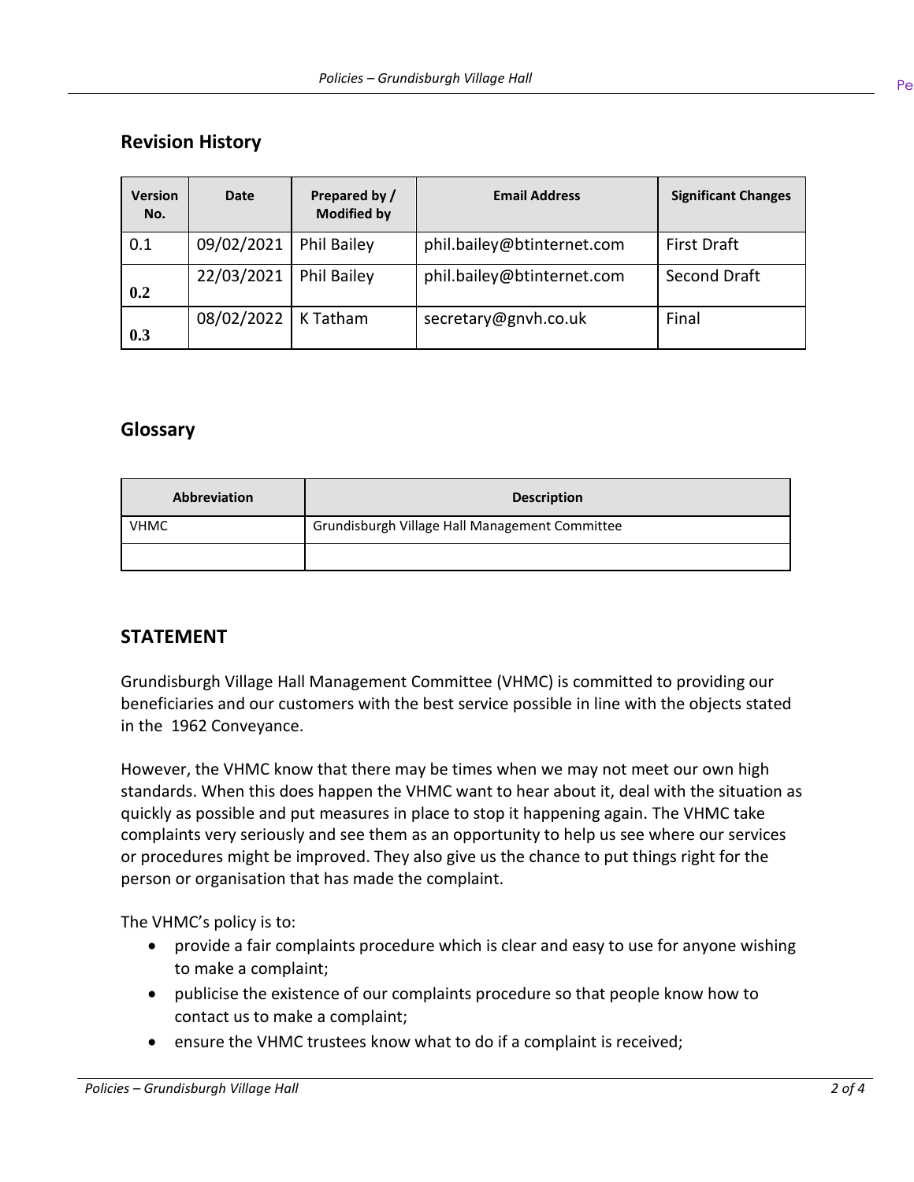## Revision History

| Version No. | Date | Prepared by / Modified by | Email Address | Significant Changes |
|---|---|---|---|---|
| 0.1 | 09/02/2021 | Phil Bailey | phil.bailey@btinternet.com | First Draft |
| 0.2 | 22/03/2021 | Phil Bailey | phil.bailey@btinternet.com | Second Draft |
| 0.3 | 08/02/2022 | K Tatham | secretary@gnvh.co.uk | Final |

## Glossary

| Abbreviation | Description |
|---|---|
| VHMC | Grundisburgh Village Hall Management Committee |
| | |

## STATEMENT

Grundisburgh Village Hall Management Committee (VHMC) is committed to providing our beneficiaries and our customers with the best service possible in line with the objects stated in the 1962 Conveyance.

However, the VHMC know that there may be times when we may not meet our own high standards. When this does happen the VHMC want to hear about it, deal with the situation as quickly as possible and put measures in place to stop it happening again. The VHMC take complaints very seriously and see them as an opportunity to help us see where our services or procedures might be improved. They also give us the chance to put things right for the person or organisation that has made the complaint.

The VHMC's policy is to:

- provide a fair complaints procedure which is clear and easy to use for anyone wishing to make a complaint;
- publicise the existence of our complaints procedure so that people know how to contact us to make a complaint;
- ensure the VHMC trustees know what to do if a complaint is received;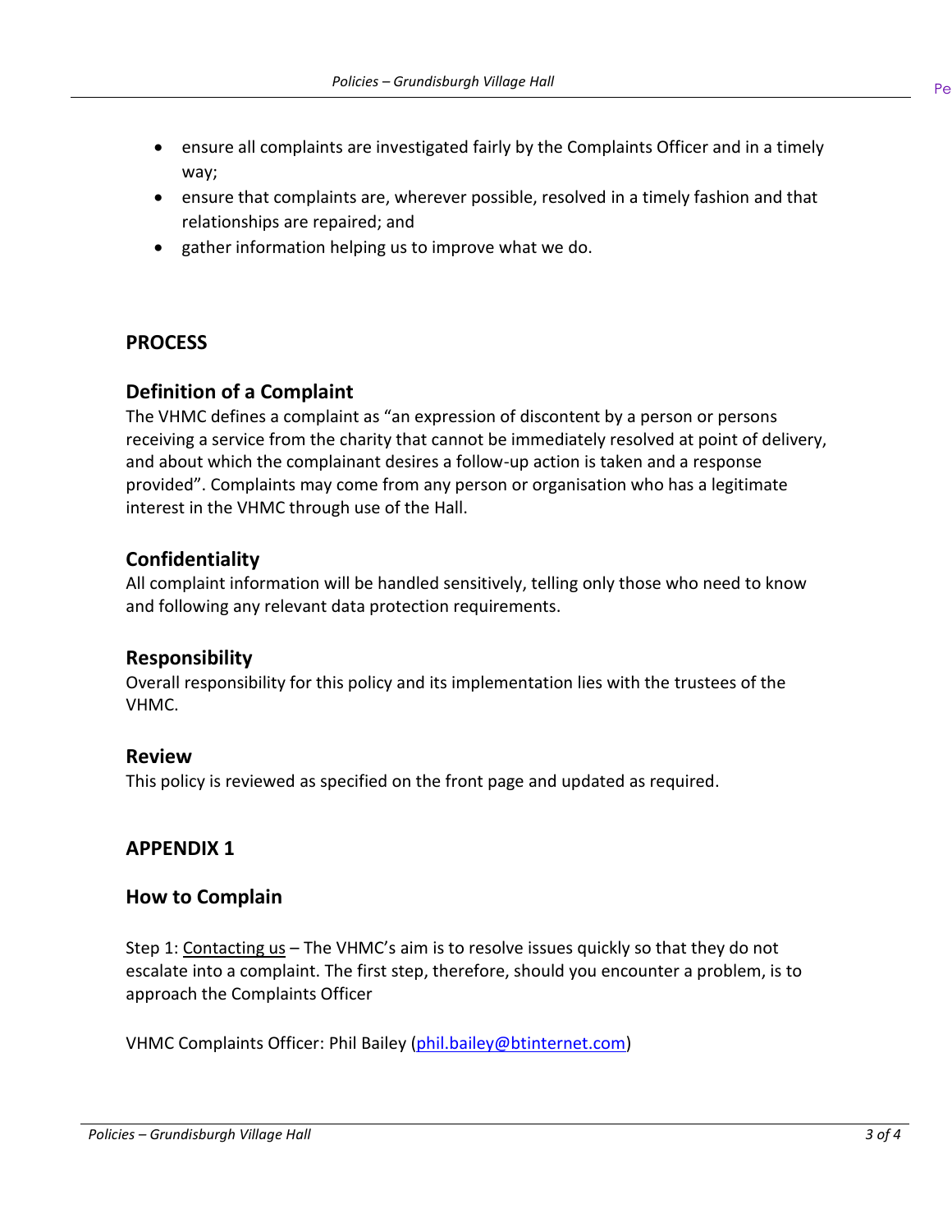- ensure all complaints are investigated fairly by the Complaints Officer and in a timely way;
- ensure that complaints are, wherever possible, resolved in a timely fashion and that relationships are repaired; and
- gather information helping us to improve what we do.

## PROCESS

### Definition of a Complaint

The VHMC defines a complaint as "an expression of discontent by a person or persons receiving a service from the charity that cannot be immediately resolved at point of delivery, and about which the complainant desires a follow-up action is taken and a response provided". Complaints may come from any person or organisation who has a legitimate interest in the VHMC through use of the Hall.

### Confidentiality

All complaint information will be handled sensitively, telling only those who need to know and following any relevant data protection requirements.

### Responsibility

Overall responsibility for this policy and its implementation lies with the trustees of the VHMC.

### Review

This policy is reviewed as specified on the front page and updated as required.

## APPENDIX 1

### How to Complain

Step 1: Contacting us – The VHMC's aim is to resolve issues quickly so that they do not escalate into a complaint. The first step, therefore, should you encounter a problem, is to approach the Complaints Officer

VHMC Complaints Officer: Phil Bailey (phil.bailey@btinternet.com)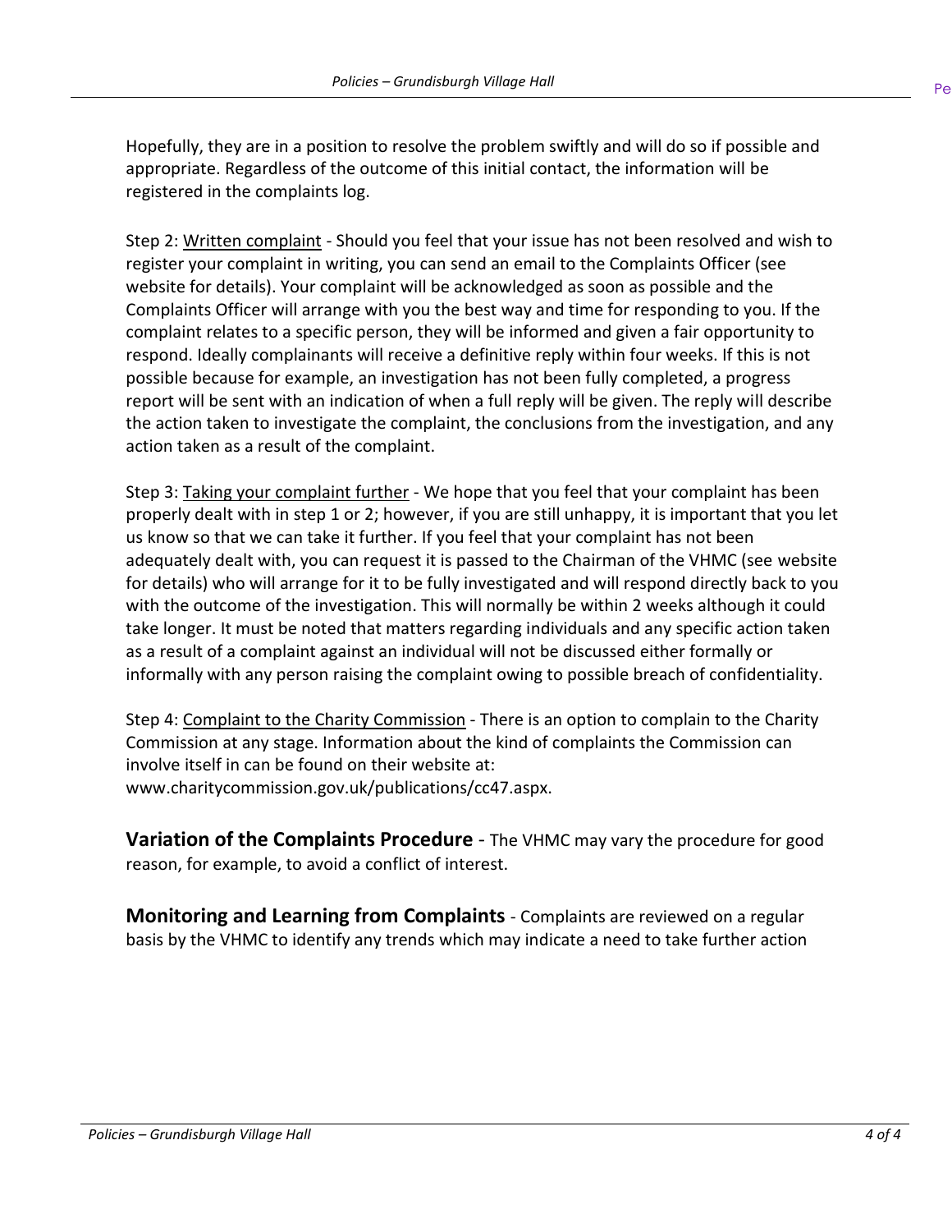Hopefully, they are in a position to resolve the problem swiftly and will do so if possible and appropriate. Regardless of the outcome of this initial contact, the information will be registered in the complaints log.

Step 2: Written complaint - Should you feel that your issue has not been resolved and wish to register your complaint in writing, you can send an email to the Complaints Officer (see website for details). Your complaint will be acknowledged as soon as possible and the Complaints Officer will arrange with you the best way and time for responding to you. If the complaint relates to a specific person, they will be informed and given a fair opportunity to respond. Ideally complainants will receive a definitive reply within four weeks. If this is not possible because for example, an investigation has not been fully completed, a progress report will be sent with an indication of when a full reply will be given. The reply will describe the action taken to investigate the complaint, the conclusions from the investigation, and any action taken as a result of the complaint.

Step 3: Taking your complaint further - We hope that you feel that your complaint has been properly dealt with in step 1 or 2; however, if you are still unhappy, it is important that you let us know so that we can take it further. If you feel that your complaint has not been adequately dealt with, you can request it is passed to the Chairman of the VHMC (see website for details) who will arrange for it to be fully investigated and will respond directly back to you with the outcome of the investigation. This will normally be within 2 weeks although it could take longer. It must be noted that matters regarding individuals and any specific action taken as a result of a complaint against an individual will not be discussed either formally or informally with any person raising the complaint owing to possible breach of confidentiality.

Step 4: Complaint to the Charity Commission - There is an option to complain to the Charity Commission at any stage. Information about the kind of complaints the Commission can involve itself in can be found on their website at: www.charitycommission.gov.uk/publications/cc47.aspx.

**Variation of the Complaints Procedure** - The VHMC may vary the procedure for good reason, for example, to avoid a conflict of interest.

**Monitoring and Learning from Complaints** - Complaints are reviewed on a regular basis by the VHMC to identify any trends which may indicate a need to take further action